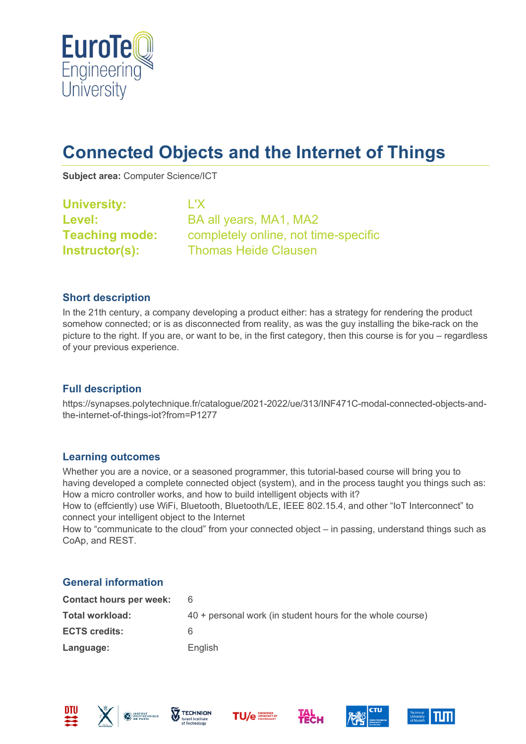# Connected Objects and the Internet of Things

**Subject area:** Computer Science/ICT

| | |
|---|---|
| **University:** | L'X |
| **Level:** | BA all years, MA1, MA2 |
| **Teaching mode:** | completely online, not time-specific |
| **Instructor(s):** | Thomas Heide Clausen |

## Short description

In the 21th century, a company developing a product either: has a strategy for rendering the product somehow connected; or is as disconnected from reality, as was the guy installing the bike-rack on the picture to the right. If you are, or want to be, in the first category, then this course is for you – regardless of your previous experience.

## Full description

https://synapses.polytechnique.fr/catalogue/2021-2022/ue/313/INF471C-modal-connected-objects-and-the-internet-of-things-iot?from=P1277

## Learning outcomes

Whether you are a novice, or a seasoned programmer, this tutorial-based course will bring you to having developed a complete connected object (system), and in the process taught you things such as:
How a micro controller works, and how to build intelligent objects with it?
How to (effciently) use WiFi, Bluetooth, Bluetooth/LE, IEEE 802.15.4, and other "IoT Interconnect" to connect your intelligent object to the Internet
How to "communicate to the cloud" from your connected object – in passing, understand things such as CoAp, and REST.

## General information

| | |
|---|---|
| **Contact hours per week:** | 6 |
| **Total workload:** | 40 + personal work (in student hours for the whole course) |
| **ECTS credits:** | 6 |
| **Language:** | English |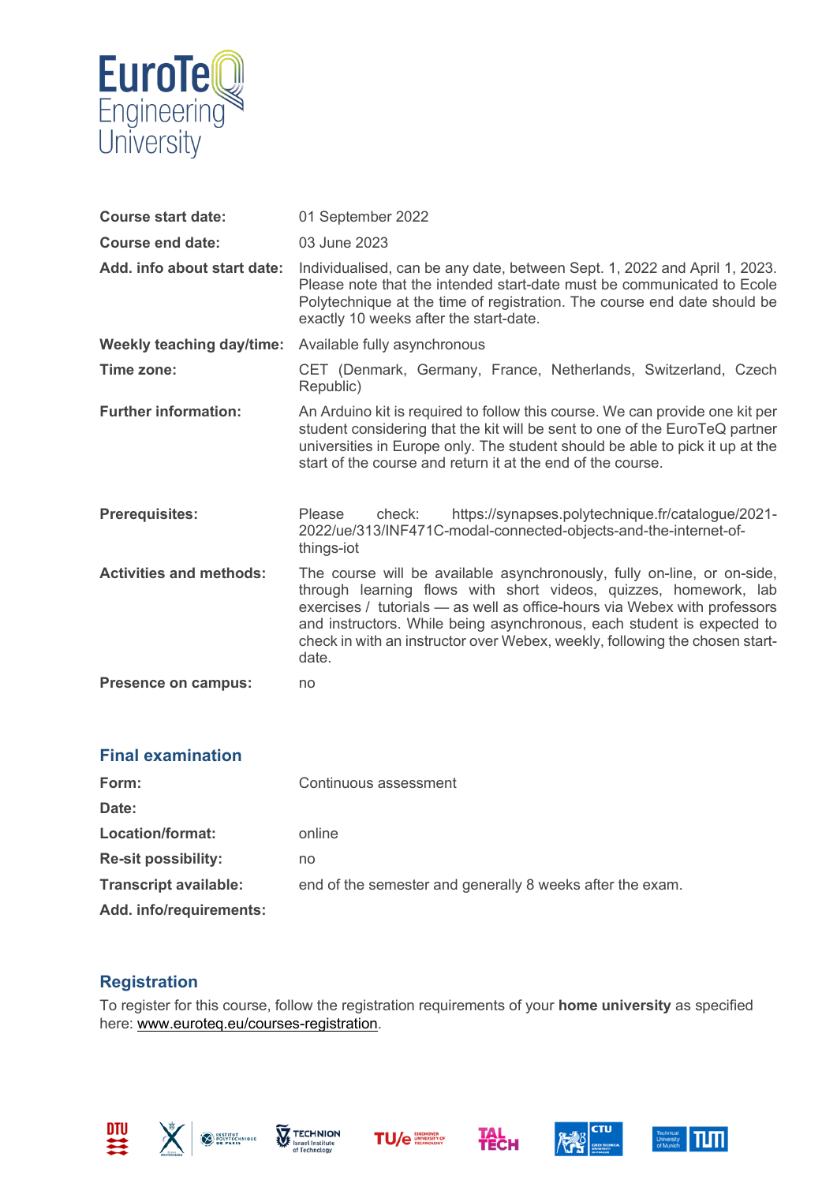| | |
|---|---|
| **Course start date:** | 01 September 2022 |
| **Course end date:** | 03 June 2023 |
| **Add. info about start date:** | Individualised, can be any date, between Sept. 1, 2022 and April 1, 2023. Please note that the intended start-date must be communicated to Ecole Polytechnique at the time of registration. The course end date should be exactly 10 weeks after the start-date. |
| **Weekly teaching day/time:** | Available fully asynchronous |
| **Time zone:** | CET (Denmark, Germany, France, Netherlands, Switzerland, Czech Republic) |
| **Further information:** | An Arduino kit is required to follow this course. We can provide one kit per student considering that the kit will be sent to one of the EuroTeQ partner universities in Europe only. The student should be able to pick it up at the start of the course and return it at the end of the course. |
| **Prerequisites:** | Please check: https://synapses.polytechnique.fr/catalogue/2021-2022/ue/313/INF471C-modal-connected-objects-and-the-internet-of-things-iot |
| **Activities and methods:** | The course will be available asynchronously, fully on-line, or on-side, through learning flows with short videos, quizzes, homework, lab exercises / tutorials — as well as office-hours via Webex with professors and instructors. While being asynchronous, each student is expected to check in with an instructor over Webex, weekly, following the chosen start-date. |
| **Presence on campus:** | no |

## Final examination

| | |
|---|---|
| **Form:** | Continuous assessment |
| **Date:** | |
| **Location/format:** | online |
| **Re-sit possibility:** | no |
| **Transcript available:** | end of the semester and generally 8 weeks after the exam. |
| **Add. info/requirements:** | |

## Registration

To register for this course, follow the registration requirements of your **home university** as specified here: www.euroteq.eu/courses-registration.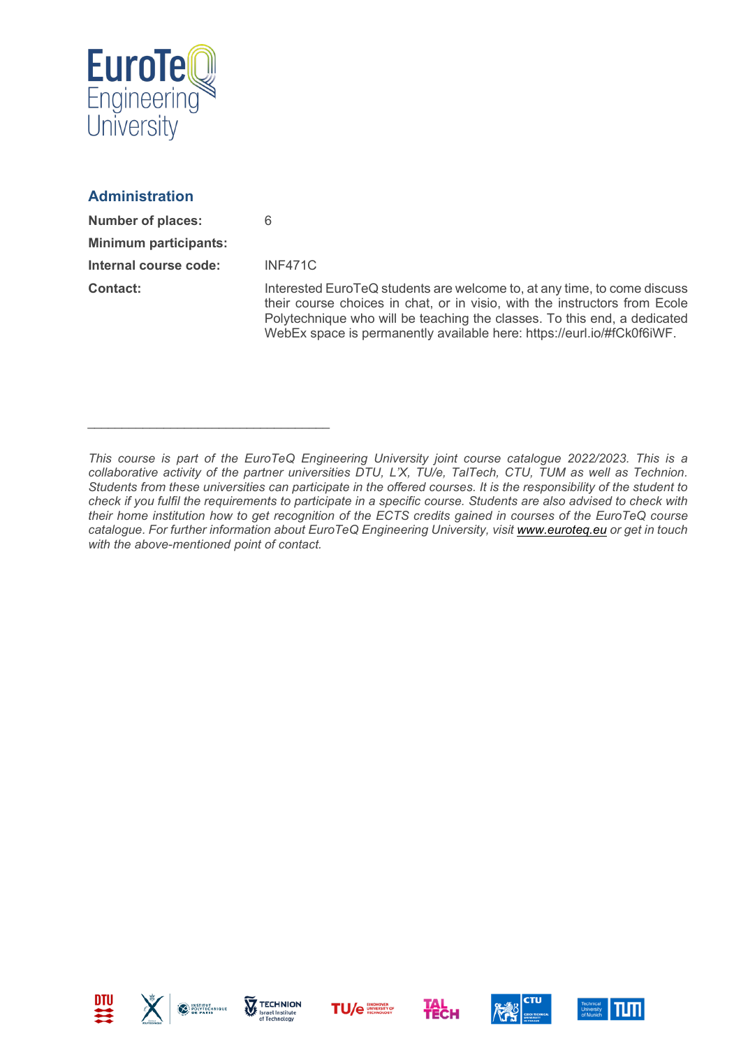## Administration

| | |
|---|---|
| **Number of places:** | 6 |
| **Minimum participants:** | |
| **Internal course code:** | INF471C |
| **Contact:** | Interested EuroTeQ students are welcome to, at any time, to come discuss their course choices in chat, or in visio, with the instructors from Ecole Polytechnique who will be teaching the classes. To this end, a dedicated WebEx space is permanently available here: https://eurl.io/#fCk0f6iWF. |

___________________________________

*This course is part of the EuroTeQ Engineering University joint course catalogue 2022/2023. This is a collaborative activity of the partner universities DTU, L'X, TU/e, TalTech, CTU, TUM as well as Technion. Students from these universities can participate in the offered courses. It is the responsibility of the student to check if you fulfil the requirements to participate in a specific course. Students are also advised to check with their home institution how to get recognition of the ECTS credits gained in courses of the EuroTeQ course catalogue. For further information about EuroTeQ Engineering University, visit www.euroteq.eu or get in touch with the above-mentioned point of contact.*